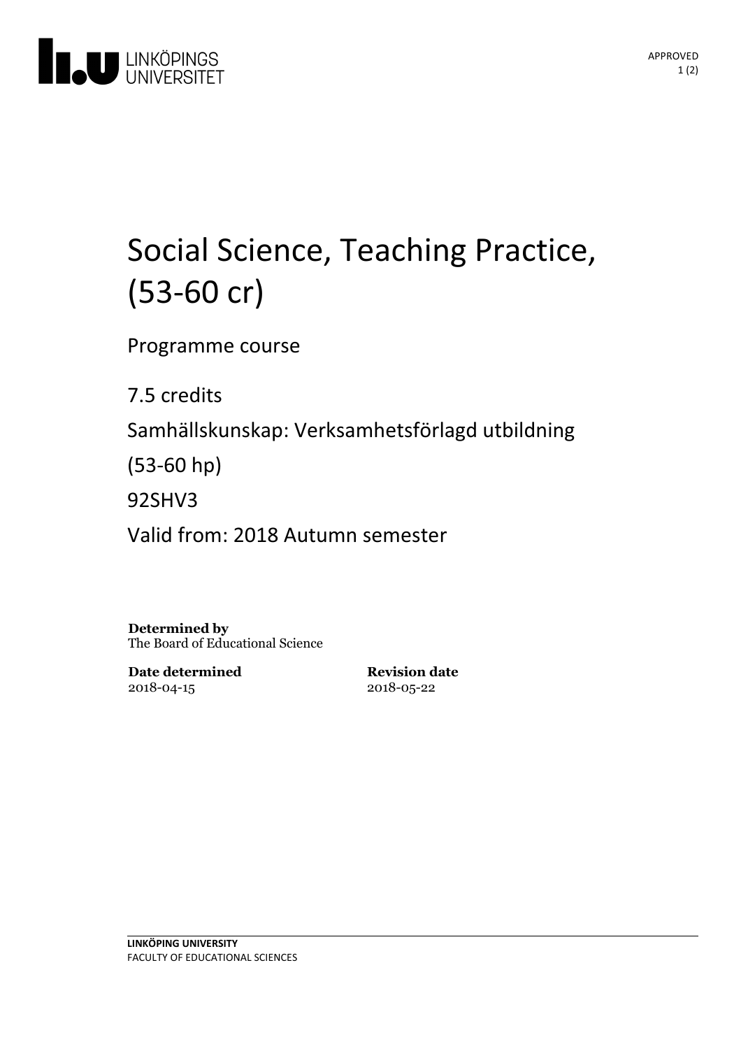# Social Science, Teaching Practice, (53-60 cr)

Programme course

7.5 credits

Samhällskunskap: Verksamhetsförlagd utbildning

(53-60 hp)

92SHV3

Valid from: 2018 Autumn semester

**Determined by**
The Board of Educational Science

**Date determined**
2018-04-15

**Revision date**
2018-05-22

**LINKÖPING UNIVERSITY**
FACULTY OF EDUCATIONAL SCIENCES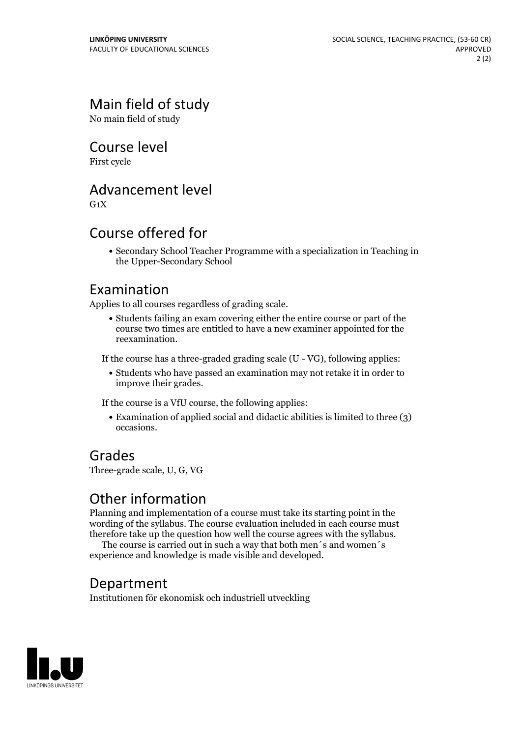## Main field of study

No main field of study

## Course level

First cycle

## Advancement level

G1X

## Course offered for

- Secondary School Teacher Programme with a specialization in Teaching in the Upper-Secondary School

## Examination

Applies to all courses regardless of grading scale.

- Students failing an exam covering either the entire course or part of the course two times are entitled to have a new examiner appointed for the reexamination.

If the course has a three-graded grading scale (U - VG), following applies:

- Students who have passed an examination may not retake it in order to improve their grades.

If the course is a VfU course, the following applies:

- Examination of applied social and didactic abilities is limited to three (3) occasions.

## Grades

Three-grade scale, U, G, VG

## Other information

Planning and implementation of a course must take its starting point in the wording of the syllabus. The course evaluation included in each course must therefore take up the question how well the course agrees with the syllabus.

The course is carried out in such a way that both men´s and women´s experience and knowledge is made visible and developed.

## Department

Institutionen för ekonomisk och industriell utveckling